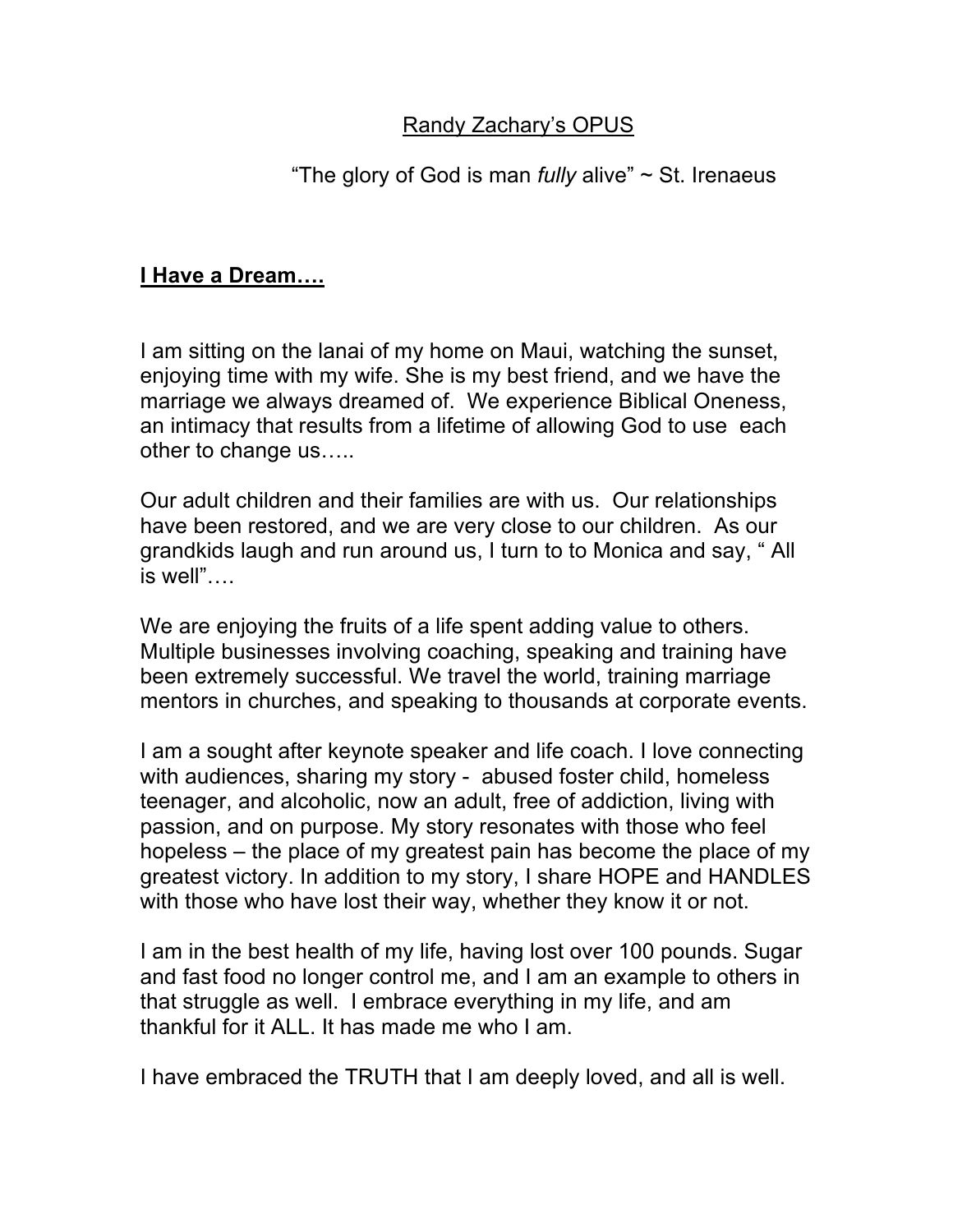Randy Zachary's OPUS

"The glory of God is man *fully* alive" ~ St. Irenaeus

## I Have a Dream….

I am sitting on the lanai of my home on Maui, watching the sunset, enjoying time with my wife. She is my best friend, and we have the marriage we always dreamed of. We experience Biblical Oneness, an intimacy that results from a lifetime of allowing God to use each other to change us…..

Our adult children and their families are with us. Our relationships have been restored, and we are very close to our children. As our grandkids laugh and run around us, I turn to to Monica and say, " All is well"….

We are enjoying the fruits of a life spent adding value to others. Multiple businesses involving coaching, speaking and training have been extremely successful. We travel the world, training marriage mentors in churches, and speaking to thousands at corporate events.

I am a sought after keynote speaker and life coach. I love connecting with audiences, sharing my story - abused foster child, homeless teenager, and alcoholic, now an adult, free of addiction, living with passion, and on purpose. My story resonates with those who feel hopeless – the place of my greatest pain has become the place of my greatest victory. In addition to my story, I share HOPE and HANDLES with those who have lost their way, whether they know it or not.

I am in the best health of my life, having lost over 100 pounds. Sugar and fast food no longer control me, and I am an example to others in that struggle as well. I embrace everything in my life, and am thankful for it ALL. It has made me who I am.

I have embraced the TRUTH that I am deeply loved, and all is well.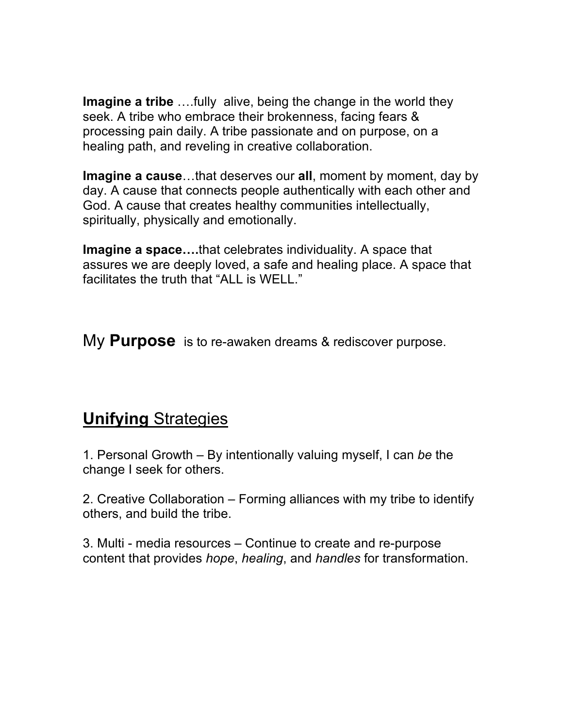**Imagine a tribe** ….fully alive, being the change in the world they seek. A tribe who embrace their brokenness, facing fears & processing pain daily. A tribe passionate and on purpose, on a healing path, and reveling in creative collaboration.

**Imagine a cause**…that deserves our **all**, moment by moment, day by day. A cause that connects people authentically with each other and God. A cause that creates healthy communities intellectually, spiritually, physically and emotionally.

**Imagine a space….**that celebrates individuality. A space that assures we are deeply loved, a safe and healing place. A space that facilitates the truth that "ALL is WELL."

## My **Purpose** is to re-awaken dreams & rediscover purpose.

## **Unifying** Strategies

1. Personal Growth – By intentionally valuing myself, I can *be* the change I seek for others.

2. Creative Collaboration – Forming alliances with my tribe to identify others, and build the tribe.

3. Multi - media resources – Continue to create and re-purpose content that provides *hope*, *healing*, and *handles* for transformation.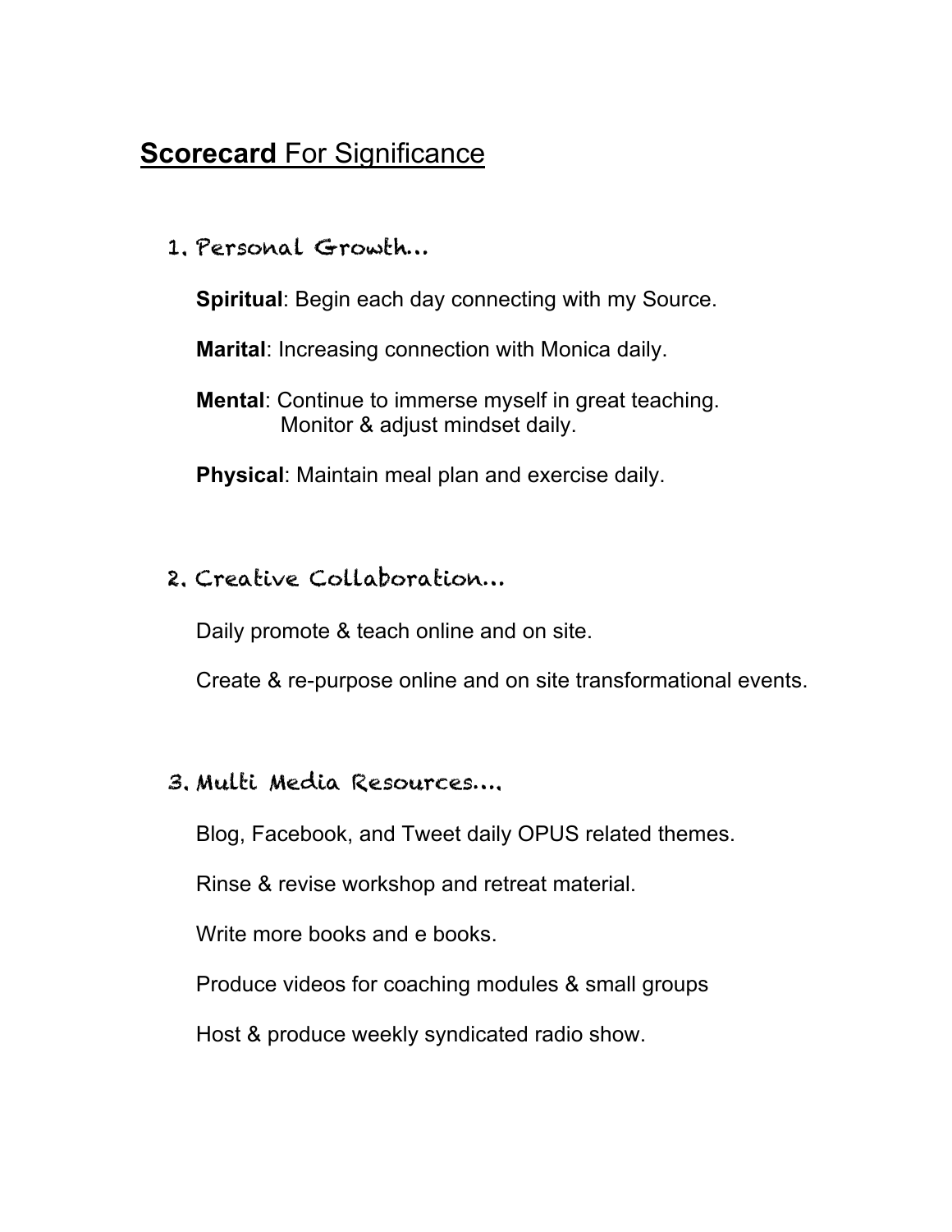# **Scorecard** For Significance

## 1. Personal Growth…

**Spiritual**: Begin each day connecting with my Source.

**Marital**: Increasing connection with Monica daily.

**Mental**: Continue to immerse myself in great teaching.
Monitor & adjust mindset daily.

**Physical**: Maintain meal plan and exercise daily.

## 2. Creative Collaboration…

Daily promote & teach online and on site.

Create & re-purpose online and on site transformational events.

## 3. Multi Media Resources….

Blog, Facebook, and Tweet daily OPUS related themes.

Rinse & revise workshop and retreat material.

Write more books and e books.

Produce videos for coaching modules & small groups

Host & produce weekly syndicated radio show.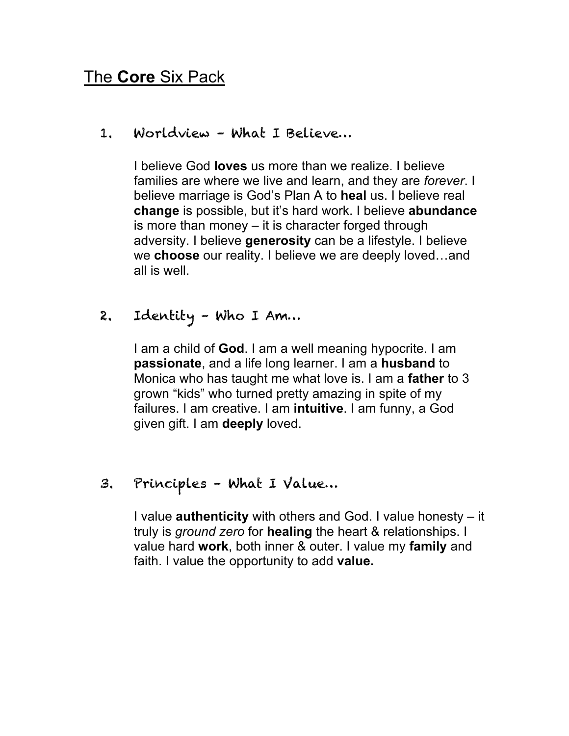# The **Core** Six Pack

## 1. Worldview – What I Believe…

I believe God **loves** us more than we realize. I believe families are where we live and learn, and they are *forever*. I believe marriage is God's Plan A to **heal** us. I believe real **change** is possible, but it's hard work. I believe **abundance** is more than money – it is character forged through adversity. I believe **generosity** can be a lifestyle. I believe we **choose** our reality. I believe we are deeply loved…and all is well.

## 2. Identity – Who I Am…

I am a child of **God**. I am a well meaning hypocrite. I am **passionate**, and a life long learner. I am a **husband** to Monica who has taught me what love is. I am a **father** to 3 grown "kids" who turned pretty amazing in spite of my failures. I am creative. I am **intuitive**. I am funny, a God given gift. I am **deeply** loved.

## 3. Principles – What I Value…

I value **authenticity** with others and God. I value honesty – it truly is *ground zero* for **healing** the heart & relationships. I value hard **work**, both inner & outer. I value my **family** and faith. I value the opportunity to add **value.**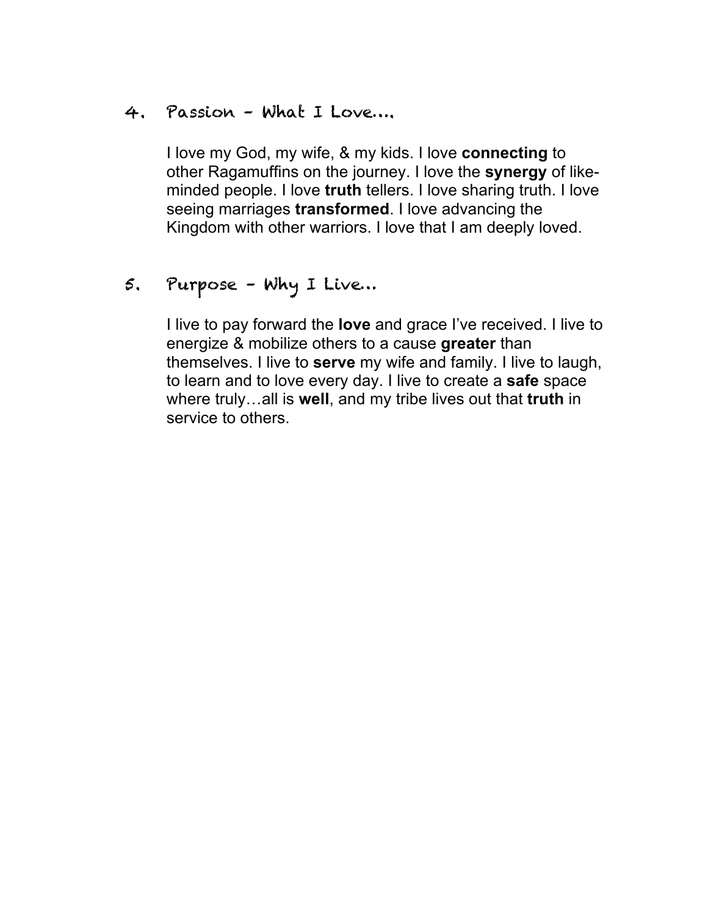## 4. Passion - What I Love....

I love my God, my wife, & my kids. I love **connecting** to other Ragamuffins on the journey. I love the **synergy** of like-minded people. I love **truth** tellers. I love sharing truth. I love seeing marriages **transformed**. I love advancing the Kingdom with other warriors. I love that I am deeply loved.

## 5. Purpose - Why I Live...

I live to pay forward the **love** and grace I've received. I live to energize & mobilize others to a cause **greater** than themselves. I live to **serve** my wife and family. I live to laugh, to learn and to love every day. I live to create a **safe** space where truly…all is **well**, and my tribe lives out that **truth** in service to others.